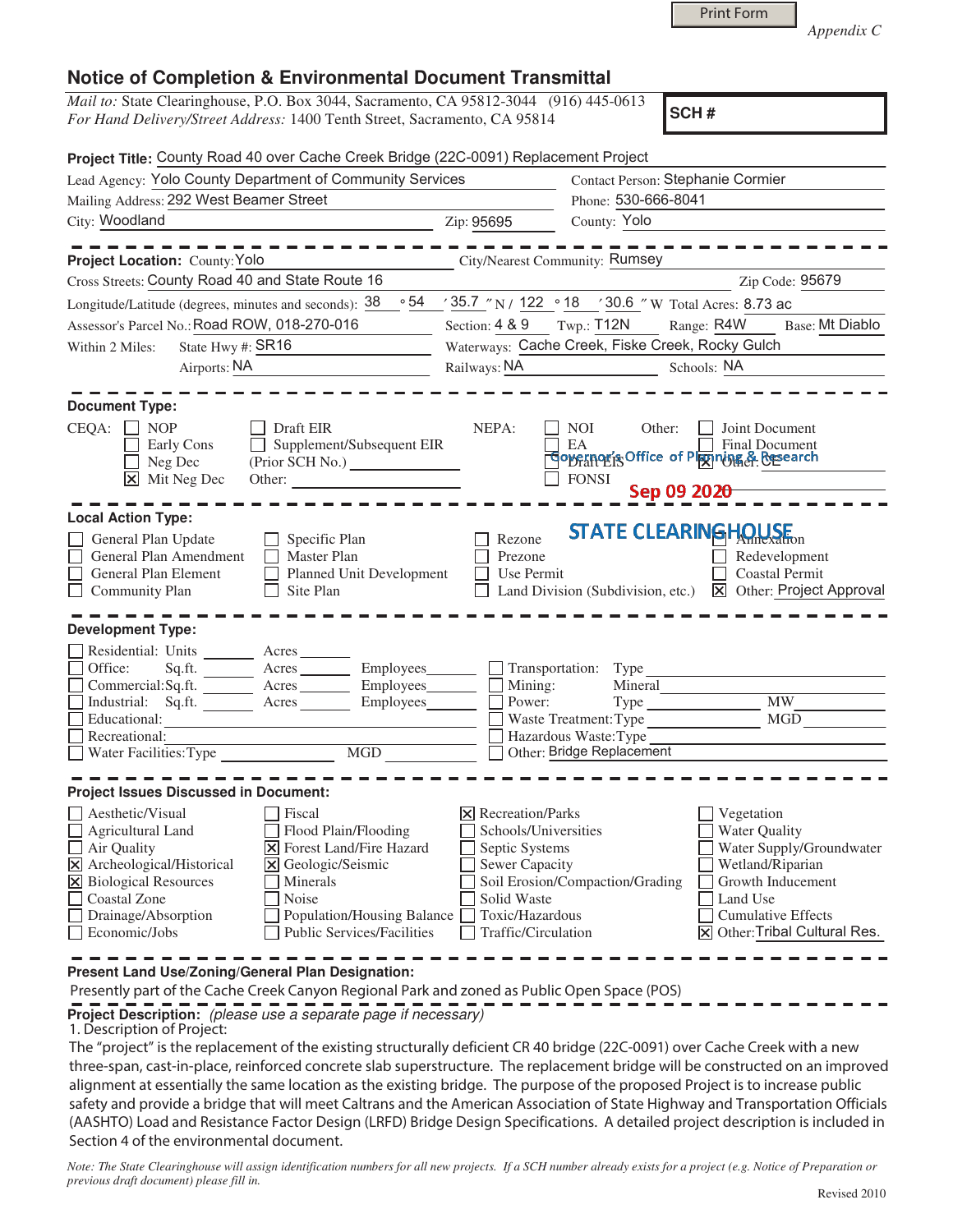Print Form

*Appendix C*

# Notice of Completion & Environmental Document Transmittal

*Mail to:* State Clearinghouse, P.O. Box 3044, Sacramento, CA 95812-3044 (916) 445-0613
*For Hand Delivery/Street Address:* 1400 Tenth Street, Sacramento, CA 95814

**SCH #**

**Project Title:** County Road 40 over Cache Creek Bridge (22C-0091) Replacement Project

Lead Agency: Yolo County Department of Community Services — Contact Person: Stephanie Cormier
Mailing Address: 292 West Beamer Street — Phone: 530-666-8041
City: Woodland — Zip: 95695 — County: Yolo

---

**Project Location:** County: Yolo — City/Nearest Community: Rumsey
Cross Streets: County Road 40 and State Route 16 — Zip Code: 95679
Longitude/Latitude (degrees, minutes and seconds): 38 ° 54 ′ 35.7 ″ N / 122 ° 18 ′ 30.6 ″ W Total Acres: 8.73 ac
Assessor's Parcel No.: Road ROW, 018-270-016 — Section: 4 & 9 — Twp.: T12N — Range: R4W — Base: Mt Diablo
Within 2 Miles: State Hwy #: SR16 — Waterways: Cache Creek, Fiske Creek, Rocky Gulch
Airports: NA — Railways: NA — Schools: NA

---

**Document Type:**

CEQA:
- [ ] NOP
- [ ] Early Cons
- [ ] Neg Dec
- [x] Mit Neg Dec
- [ ] Draft EIR
- [ ] Supplement/Subsequent EIR (Prior SCH No.) ______
- Other: ______

NEPA:
- [ ] NOI
- [ ] EA
- [ ] Draft EIS
- [ ] FONSI

Other:
- [ ] Joint Document
- [ ] Final Document
- [x] Other: CE

Governor's Office of Planning & Research
Sep 09 2020
STATE CLEARINGHOUSE

---

**Local Action Type:**

- [ ] General Plan Update
- [ ] General Plan Amendment
- [ ] General Plan Element
- [ ] Community Plan
- [ ] Specific Plan
- [ ] Master Plan
- [ ] Planned Unit Development
- [ ] Site Plan
- [ ] Rezone
- [ ] Prezone
- [ ] Use Permit
- [ ] Land Division (Subdivision, etc.)
- [ ] Annexation
- [ ] Redevelopment
- [ ] Coastal Permit
- [x] Other: Project Approval

---

**Development Type:**

- [ ] Residential: Units ____ Acres ____
- [ ] Office: Sq.ft. ____ Acres ____ Employees ____
- [ ] Commercial: Sq.ft. ____ Acres ____ Employees ____
- [ ] Industrial: Sq.ft. ____ Acres ____ Employees ____
- [ ] Educational: ____
- [ ] Recreational: ____
- [ ] Water Facilities: Type ____ MGD ____
- [ ] Transportation: Type ____
- [ ] Mining: Mineral ____
- [ ] Power: Type ____ MW ____
- [ ] Waste Treatment: Type ____ MGD ____
- [ ] Hazardous Waste: Type ____
- [ ] Other: Bridge Replacement

---

**Project Issues Discussed in Document:**

- [ ] Aesthetic/Visual
- [ ] Agricultural Land
- [ ] Air Quality
- [x] Archeological/Historical
- [x] Biological Resources
- [ ] Coastal Zone
- [ ] Drainage/Absorption
- [ ] Economic/Jobs
- [ ] Fiscal
- [ ] Flood Plain/Flooding
- [x] Forest Land/Fire Hazard
- [x] Geologic/Seismic
- [ ] Minerals
- [ ] Noise
- [ ] Population/Housing Balance
- [ ] Public Services/Facilities
- [x] Recreation/Parks
- [ ] Schools/Universities
- [ ] Septic Systems
- [ ] Sewer Capacity
- [ ] Soil Erosion/Compaction/Grading
- [ ] Solid Waste
- [ ] Toxic/Hazardous
- [ ] Traffic/Circulation
- [ ] Vegetation
- [ ] Water Quality
- [ ] Water Supply/Groundwater
- [ ] Wetland/Riparian
- [ ] Growth Inducement
- [ ] Land Use
- [ ] Cumulative Effects
- [x] Other: Tribal Cultural Res.

---

**Present Land Use/Zoning/General Plan Designation:**

Presently part of the Cache Creek Canyon Regional Park and zoned as Public Open Space (POS)

---

**Project Description:** *(please use a separate page if necessary)*

1. Description of Project:

The "project" is the replacement of the existing structurally deficient CR 40 bridge (22C-0091) over Cache Creek with a new three-span, cast-in-place, reinforced concrete slab superstructure. The replacement bridge will be constructed on an improved alignment at essentially the same location as the existing bridge. The purpose of the proposed Project is to increase public safety and provide a bridge that will meet Caltrans and the American Association of State Highway and Transportation Officials (AASHTO) Load and Resistance Factor Design (LRFD) Bridge Design Specifications. A detailed project description is included in Section 4 of the environmental document.

*Note: The State Clearinghouse will assign identification numbers for all new projects. If a SCH number already exists for a project (e.g. Notice of Preparation or previous draft document) please fill in.*

Revised 2010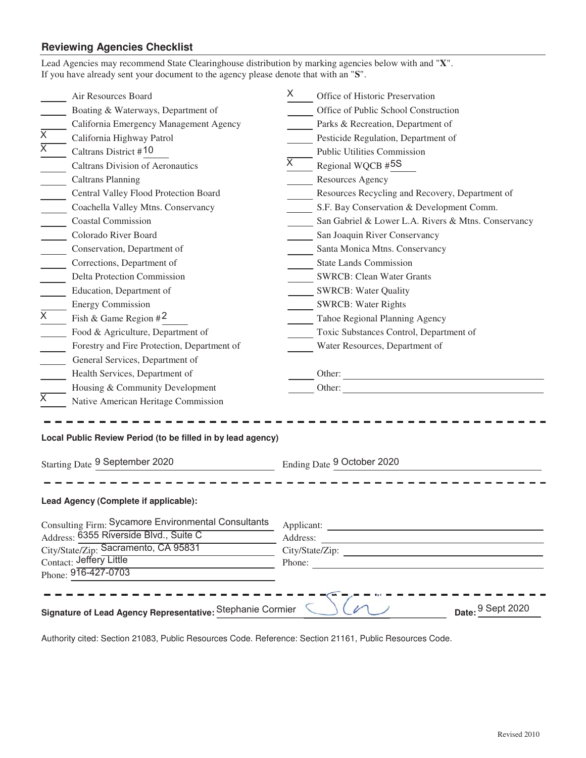## Reviewing Agencies Checklist

Lead Agencies may recommend State Clearinghouse distribution by marking agencies below with and "**X**".
If you have already sent your document to the agency please denote that with an "**S**".

| | | | |
|---|---|---|---|
| ____ | Air Resources Board | X | Office of Historic Preservation |
| ____ | Boating & Waterways, Department of | ____ | Office of Public School Construction |
| ____ | California Emergency Management Agency | ____ | Parks & Recreation, Department of |
| X | California Highway Patrol | ____ | Pesticide Regulation, Department of |
| X | Caltrans District # 10 | ____ | Public Utilities Commission |
| ____ | Caltrans Division of Aeronautics | X | Regional WQCB # 5S |
| ____ | Caltrans Planning | ____ | Resources Agency |
| ____ | Central Valley Flood Protection Board | ____ | Resources Recycling and Recovery, Department of |
| ____ | Coachella Valley Mtns. Conservancy | ____ | S.F. Bay Conservation & Development Comm. |
| ____ | Coastal Commission | ____ | San Gabriel & Lower L.A. Rivers & Mtns. Conservancy |
| ____ | Colorado River Board | ____ | San Joaquin River Conservancy |
| ____ | Conservation, Department of | ____ | Santa Monica Mtns. Conservancy |
| ____ | Corrections, Department of | ____ | State Lands Commission |
| ____ | Delta Protection Commission | ____ | SWRCB: Clean Water Grants |
| ____ | Education, Department of | ____ | SWRCB: Water Quality |
| ____ | Energy Commission | ____ | SWRCB: Water Rights |
| X | Fish & Game Region # 2 | ____ | Tahoe Regional Planning Agency |
| ____ | Food & Agriculture, Department of | ____ | Toxic Substances Control, Department of |
| ____ | Forestry and Fire Protection, Department of | ____ | Water Resources, Department of |
| ____ | General Services, Department of | | |
| ____ | Health Services, Department of | ____ | Other: |
| ____ | Housing & Community Development | ____ | Other: |
| X | Native American Heritage Commission | | |

---

**Local Public Review Period (to be filled in by lead agency)**

Starting Date 9 September 2020 Ending Date 9 October 2020

---

**Lead Agency (Complete if applicable):**

Consulting Firm: Sycamore Environmental Consultants
Address: 6355 Riverside Blvd., Suite C
City/State/Zip: Sacramento, CA 95831
Contact: Jeffery Little
Phone: 916-427-0703

Applicant:
Address:
City/State/Zip:
Phone:

---

**Signature of Lead Agency Representative:** Stephanie Cormier **Date:** 9 Sept 2020

Authority cited: Section 21083, Public Resources Code. Reference: Section 21161, Public Resources Code.

Revised 2010